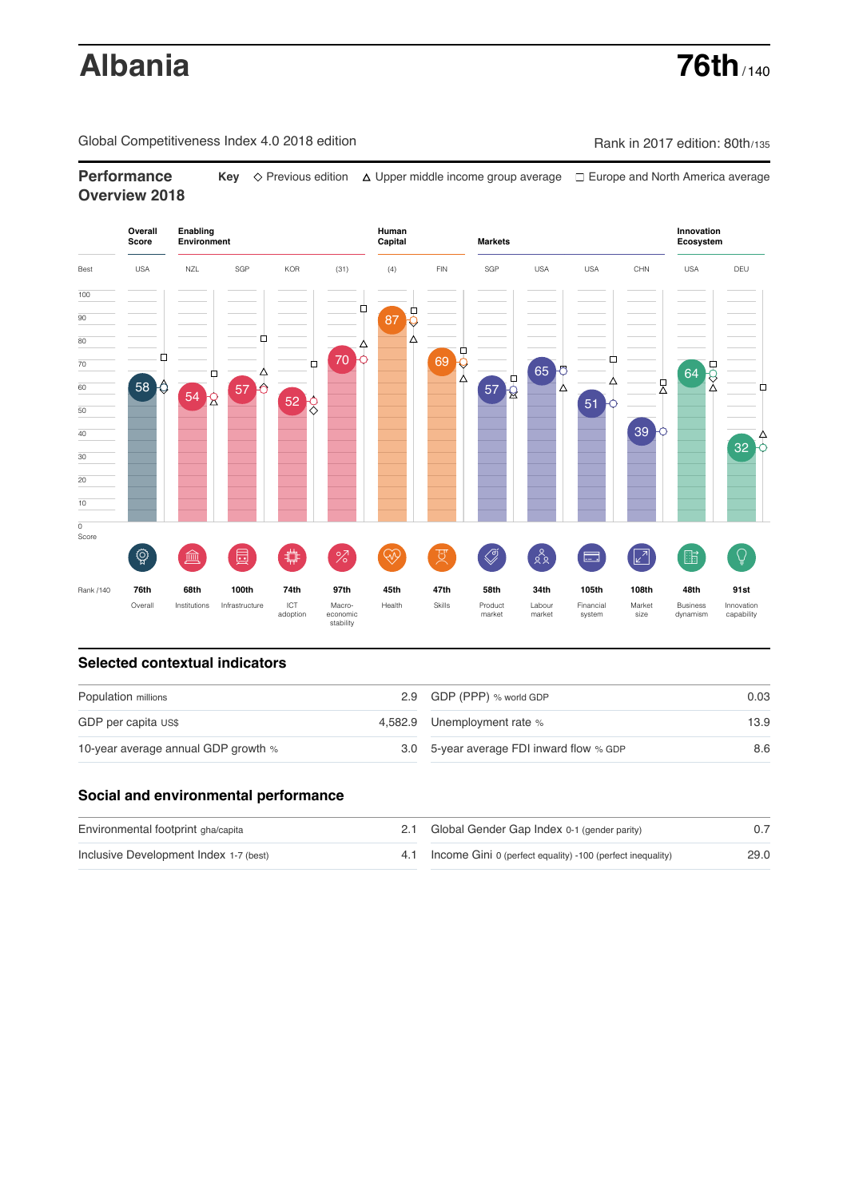# Albania

**76th** / 140

Global Competitiveness Index 4.0 2018 edition

Rank in 2017 edition: 80th/135

## Performance Overview 2018

**Key** ◇ Previous edition △ Upper middle income group average □ Europe and North America average

| | Overall Score | Enabling Environment | | | | Human Capital | | Markets | | | | Innovation Ecosystem | |
|---|---|---|---|---|---|---|---|---|---|---|---|---|---|
| Best | USA | NZL | SGP | KOR | (31) | (4) | FIN | SGP | USA | USA | CHN | USA | DEU |
| Score | 58 | 54 | 57 | 52 | 70 | 87 | 69 | 57 | 65 | 51 | 39 | 64 | 32 |
| Rank /140 | 76th | 68th | 100th | 74th | 97th | 45th | 47th | 58th | 34th | 105th | 108th | 48th | 91st |
| | Overall | Institutions | Infrastructure | ICT adoption | Macro-economic stability | Health | Skills | Product market | Labour market | Financial system | Market size | Business dynamism | Innovation capability |

## Selected contextual indicators

| | | | |
|---|---|---|---|
| Population millions | 2.9 | GDP (PPP) % world GDP | 0.03 |
| GDP per capita US$ | 4,582.9 | Unemployment rate % | 13.9 |
| 10-year average annual GDP growth % | 3.0 | 5-year average FDI inward flow % GDP | 8.6 |

## Social and environmental performance

| | | | |
|---|---|---|---|
| Environmental footprint gha/capita | 2.1 | Global Gender Gap Index 0-1 (gender parity) | 0.7 |
| Inclusive Development Index 1-7 (best) | 4.1 | Income Gini 0 (perfect equality) -100 (perfect inequality) | 29.0 |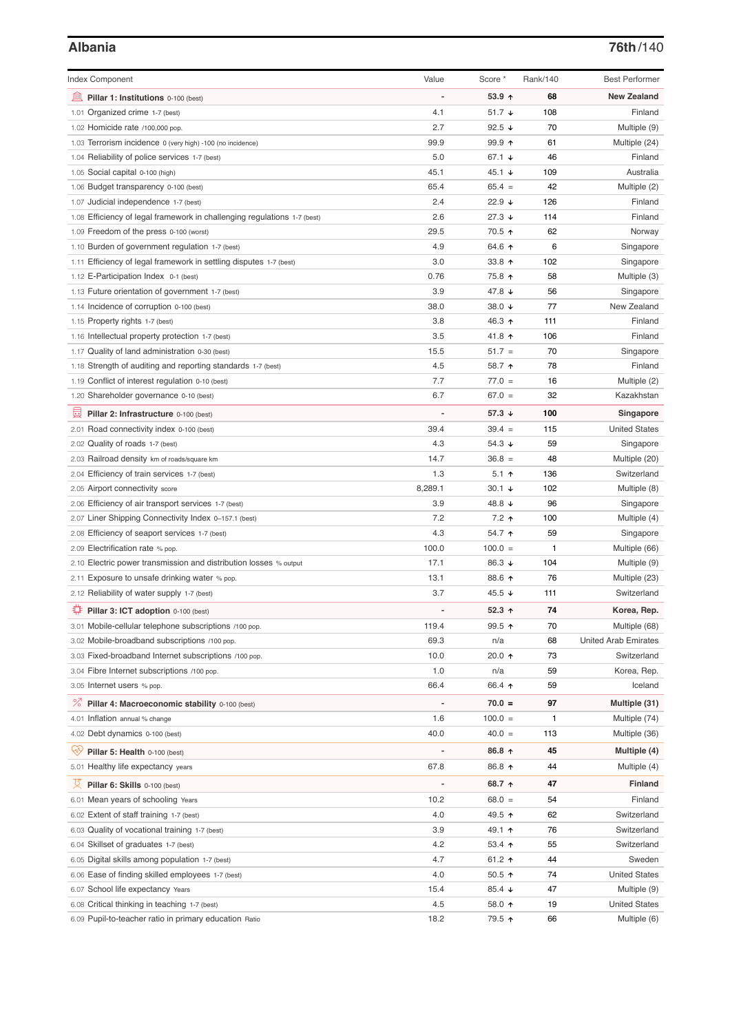## Albania

**76th/140**

| Index Component | Value | Score * | Rank/140 | Best Performer |
|---|---|---|---|---|
| **Pillar 1: Institutions** 0-100 (best) | - | **53.9 ↑** | **68** | **New Zealand** |
| 1.01 Organized crime 1-7 (best) | 4.1 | 51.7 ↓ | 108 | Finland |
| 1.02 Homicide rate /100,000 pop. | 2.7 | 92.5 ↓ | 70 | Multiple (9) |
| 1.03 Terrorism incidence 0 (very high) -100 (no incidence) | 99.9 | 99.9 ↑ | 61 | Multiple (24) |
| 1.04 Reliability of police services 1-7 (best) | 5.0 | 67.1 ↓ | 46 | Finland |
| 1.05 Social capital 0-100 (high) | 45.1 | 45.1 ↓ | 109 | Australia |
| 1.06 Budget transparency 0-100 (best) | 65.4 | 65.4 = | 42 | Multiple (2) |
| 1.07 Judicial independence 1-7 (best) | 2.4 | 22.9 ↓ | 126 | Finland |
| 1.08 Efficiency of legal framework in challenging regulations 1-7 (best) | 2.6 | 27.3 ↓ | 114 | Finland |
| 1.09 Freedom of the press 0-100 (worst) | 29.5 | 70.5 ↑ | 62 | Norway |
| 1.10 Burden of government regulation 1-7 (best) | 4.9 | 64.6 ↑ | 6 | Singapore |
| 1.11 Efficiency of legal framework in settling disputes 1-7 (best) | 3.0 | 33.8 ↑ | 102 | Singapore |
| 1.12 E-Participation Index 0-1 (best) | 0.76 | 75.8 ↑ | 58 | Multiple (3) |
| 1.13 Future orientation of government 1-7 (best) | 3.9 | 47.8 ↓ | 56 | Singapore |
| 1.14 Incidence of corruption 0-100 (best) | 38.0 | 38.0 ↓ | 77 | New Zealand |
| 1.15 Property rights 1-7 (best) | 3.8 | 46.3 ↑ | 111 | Finland |
| 1.16 Intellectual property protection 1-7 (best) | 3.5 | 41.8 ↑ | 106 | Finland |
| 1.17 Quality of land administration 0-30 (best) | 15.5 | 51.7 = | 70 | Singapore |
| 1.18 Strength of auditing and reporting standards 1-7 (best) | 4.5 | 58.7 ↑ | 78 | Finland |
| 1.19 Conflict of interest regulation 0-10 (best) | 7.7 | 77.0 = | 16 | Multiple (2) |
| 1.20 Shareholder governance 0-10 (best) | 6.7 | 67.0 = | 32 | Kazakhstan |
| **Pillar 2: Infrastructure** 0-100 (best) | - | **57.3 ↓** | **100** | **Singapore** |
| 2.01 Road connectivity index 0-100 (best) | 39.4 | 39.4 = | 115 | United States |
| 2.02 Quality of roads 1-7 (best) | 4.3 | 54.3 ↓ | 59 | Singapore |
| 2.03 Railroad density km of roads/square km | 14.7 | 36.8 = | 48 | Multiple (20) |
| 2.04 Efficiency of train services 1-7 (best) | 1.3 | 5.1 ↑ | 136 | Switzerland |
| 2.05 Airport connectivity score | 8,289.1 | 30.1 ↓ | 102 | Multiple (8) |
| 2.06 Efficiency of air transport services 1-7 (best) | 3.9 | 48.8 ↓ | 96 | Singapore |
| 2.07 Liner Shipping Connectivity Index 0–157.1 (best) | 7.2 | 7.2 ↑ | 100 | Multiple (4) |
| 2.08 Efficiency of seaport services 1-7 (best) | 4.3 | 54.7 ↑ | 59 | Singapore |
| 2.09 Electrification rate % pop. | 100.0 | 100.0 = | 1 | Multiple (66) |
| 2.10 Electric power transmission and distribution losses % output | 17.1 | 86.3 ↓ | 104 | Multiple (9) |
| 2.11 Exposure to unsafe drinking water % pop. | 13.1 | 88.6 ↑ | 76 | Multiple (23) |
| 2.12 Reliability of water supply 1-7 (best) | 3.7 | 45.5 ↓ | 111 | Switzerland |
| **Pillar 3: ICT adoption** 0-100 (best) | - | **52.3 ↑** | **74** | **Korea, Rep.** |
| 3.01 Mobile-cellular telephone subscriptions /100 pop. | 119.4 | 99.5 ↑ | 70 | Multiple (68) |
| 3.02 Mobile-broadband subscriptions /100 pop. | 69.3 | n/a | 68 | United Arab Emirates |
| 3.03 Fixed-broadband Internet subscriptions /100 pop. | 10.0 | 20.0 ↑ | 73 | Switzerland |
| 3.04 Fibre Internet subscriptions /100 pop. | 1.0 | n/a | 59 | Korea, Rep. |
| 3.05 Internet users % pop. | 66.4 | 66.4 ↑ | 59 | Iceland |
| **Pillar 4: Macroeconomic stability** 0-100 (best) | - | **70.0 =** | **97** | **Multiple (31)** |
| 4.01 Inflation annual % change | 1.6 | 100.0 = | 1 | Multiple (74) |
| 4.02 Debt dynamics 0-100 (best) | 40.0 | 40.0 = | 113 | Multiple (36) |
| **Pillar 5: Health** 0-100 (best) | - | **86.8 ↑** | **45** | **Multiple (4)** |
| 5.01 Healthy life expectancy years | 67.8 | 86.8 ↑ | 44 | Multiple (4) |
| **Pillar 6: Skills** 0-100 (best) | - | **68.7 ↑** | **47** | **Finland** |
| 6.01 Mean years of schooling Years | 10.2 | 68.0 = | 54 | Finland |
| 6.02 Extent of staff training 1-7 (best) | 4.0 | 49.5 ↑ | 62 | Switzerland |
| 6.03 Quality of vocational training 1-7 (best) | 3.9 | 49.1 ↑ | 76 | Switzerland |
| 6.04 Skillset of graduates 1-7 (best) | 4.2 | 53.4 ↑ | 55 | Switzerland |
| 6.05 Digital skills among population 1-7 (best) | 4.7 | 61.2 ↑ | 44 | Sweden |
| 6.06 Ease of finding skilled employees 1-7 (best) | 4.0 | 50.5 ↑ | 74 | United States |
| 6.07 School life expectancy Years | 15.4 | 85.4 ↓ | 47 | Multiple (9) |
| 6.08 Critical thinking in teaching 1-7 (best) | 4.5 | 58.0 ↑ | 19 | United States |
| 6.09 Pupil-to-teacher ratio in primary education Ratio | 18.2 | 79.5 ↑ | 66 | Multiple (6) |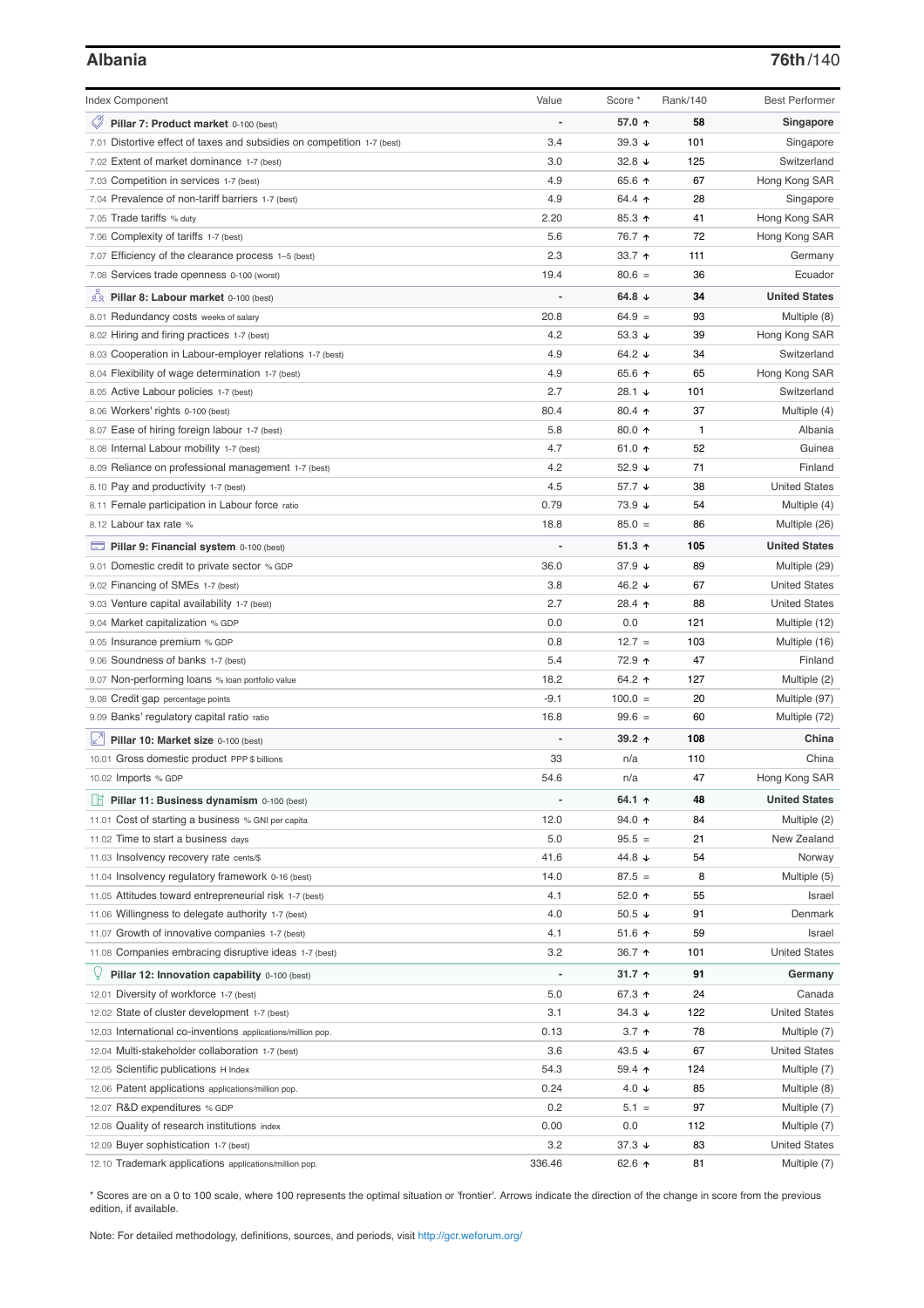## Albania

**76th**/140

| Index Component | Value | Score * | Rank/140 | Best Performer |
|---|---|---|---|---|
| **Pillar 7: Product market** 0-100 (best) | - | **57.0 ↑** | **58** | **Singapore** |
| 7.01 Distortive effect of taxes and subsidies on competition 1-7 (best) | 3.4 | 39.3 ↓ | 101 | Singapore |
| 7.02 Extent of market dominance 1-7 (best) | 3.0 | 32.8 ↓ | 125 | Switzerland |
| 7.03 Competition in services 1-7 (best) | 4.9 | 65.6 ↑ | 67 | Hong Kong SAR |
| 7.04 Prevalence of non-tariff barriers 1-7 (best) | 4.9 | 64.4 ↑ | 28 | Singapore |
| 7.05 Trade tariffs % duty | 2.20 | 85.3 ↑ | 41 | Hong Kong SAR |
| 7.06 Complexity of tariffs 1-7 (best) | 5.6 | 76.7 ↑ | 72 | Hong Kong SAR |
| 7.07 Efficiency of the clearance process 1–5 (best) | 2.3 | 33.7 ↑ | 111 | Germany |
| 7.08 Services trade openness 0-100 (worst) | 19.4 | 80.6 = | 36 | Ecuador |
| **Pillar 8: Labour market** 0-100 (best) | - | **64.8 ↓** | **34** | **United States** |
| 8.01 Redundancy costs weeks of salary | 20.8 | 64.9 = | 93 | Multiple (8) |
| 8.02 Hiring and firing practices 1-7 (best) | 4.2 | 53.3 ↓ | 39 | Hong Kong SAR |
| 8.03 Cooperation in Labour-employer relations 1-7 (best) | 4.9 | 64.2 ↓ | 34 | Switzerland |
| 8.04 Flexibility of wage determination 1-7 (best) | 4.9 | 65.6 ↑ | 65 | Hong Kong SAR |
| 8.05 Active Labour policies 1-7 (best) | 2.7 | 28.1 ↓ | 101 | Switzerland |
| 8.06 Workers' rights 0-100 (best) | 80.4 | 80.4 ↑ | 37 | Multiple (4) |
| 8.07 Ease of hiring foreign labour 1-7 (best) | 5.8 | 80.0 ↑ | 1 | Albania |
| 8.08 Internal Labour mobility 1-7 (best) | 4.7 | 61.0 ↑ | 52 | Guinea |
| 8.09 Reliance on professional management 1-7 (best) | 4.2 | 52.9 ↓ | 71 | Finland |
| 8.10 Pay and productivity 1-7 (best) | 4.5 | 57.7 ↓ | 38 | United States |
| 8.11 Female participation in Labour force ratio | 0.79 | 73.9 ↓ | 54 | Multiple (4) |
| 8.12 Labour tax rate % | 18.8 | 85.0 = | 86 | Multiple (26) |
| **Pillar 9: Financial system** 0-100 (best) | - | **51.3 ↑** | **105** | **United States** |
| 9.01 Domestic credit to private sector % GDP | 36.0 | 37.9 ↓ | 89 | Multiple (29) |
| 9.02 Financing of SMEs 1-7 (best) | 3.8 | 46.2 ↓ | 67 | United States |
| 9.03 Venture capital availability 1-7 (best) | 2.7 | 28.4 ↑ | 88 | United States |
| 9.04 Market capitalization % GDP | 0.0 | 0.0 | 121 | Multiple (12) |
| 9.05 Insurance premium % GDP | 0.8 | 12.7 = | 103 | Multiple (16) |
| 9.06 Soundness of banks 1-7 (best) | 5.4 | 72.9 ↑ | 47 | Finland |
| 9.07 Non-performing loans % loan portfolio value | 18.2 | 64.2 ↑ | 127 | Multiple (2) |
| 9.08 Credit gap percentage points | -9.1 | 100.0 = | 20 | Multiple (97) |
| 9.09 Banks' regulatory capital ratio ratio | 16.8 | 99.6 = | 60 | Multiple (72) |
| **Pillar 10: Market size** 0-100 (best) | - | **39.2 ↑** | **108** | **China** |
| 10.01 Gross domestic product PPP $ billions | 33 | n/a | 110 | China |
| 10.02 Imports % GDP | 54.6 | n/a | 47 | Hong Kong SAR |
| **Pillar 11: Business dynamism** 0-100 (best) | - | **64.1 ↑** | **48** | **United States** |
| 11.01 Cost of starting a business % GNI per capita | 12.0 | 94.0 ↑ | 84 | Multiple (2) |
| 11.02 Time to start a business days | 5.0 | 95.5 = | 21 | New Zealand |
| 11.03 Insolvency recovery rate cents/$ | 41.6 | 44.8 ↓ | 54 | Norway |
| 11.04 Insolvency regulatory framework 0-16 (best) | 14.0 | 87.5 = | 8 | Multiple (5) |
| 11.05 Attitudes toward entrepreneurial risk 1-7 (best) | 4.1 | 52.0 ↑ | 55 | Israel |
| 11.06 Willingness to delegate authority 1-7 (best) | 4.0 | 50.5 ↓ | 91 | Denmark |
| 11.07 Growth of innovative companies 1-7 (best) | 4.1 | 51.6 ↑ | 59 | Israel |
| 11.08 Companies embracing disruptive ideas 1-7 (best) | 3.2 | 36.7 ↑ | 101 | United States |
| **Pillar 12: Innovation capability** 0-100 (best) | - | **31.7 ↑** | **91** | **Germany** |
| 12.01 Diversity of workforce 1-7 (best) | 5.0 | 67.3 ↑ | 24 | Canada |
| 12.02 State of cluster development 1-7 (best) | 3.1 | 34.3 ↓ | 122 | United States |
| 12.03 International co-inventions applications/million pop. | 0.13 | 3.7 ↑ | 78 | Multiple (7) |
| 12.04 Multi-stakeholder collaboration 1-7 (best) | 3.6 | 43.5 ↓ | 67 | United States |
| 12.05 Scientific publications H Index | 54.3 | 59.4 ↑ | 124 | Multiple (7) |
| 12.06 Patent applications applications/million pop. | 0.24 | 4.0 ↓ | 85 | Multiple (8) |
| 12.07 R&D expenditures % GDP | 0.2 | 5.1 = | 97 | Multiple (7) |
| 12.08 Quality of research institutions index | 0.00 | 0.0 | 112 | Multiple (7) |
| 12.09 Buyer sophistication 1-7 (best) | 3.2 | 37.3 ↓ | 83 | United States |
| 12.10 Trademark applications applications/million pop. | 336.46 | 62.6 ↑ | 81 | Multiple (7) |

* Scores are on a 0 to 100 scale, where 100 represents the optimal situation or 'frontier'. Arrows indicate the direction of the change in score from the previous edition, if available.

Note: For detailed methodology, definitions, sources, and periods, visit http://gcr.weforum.org/